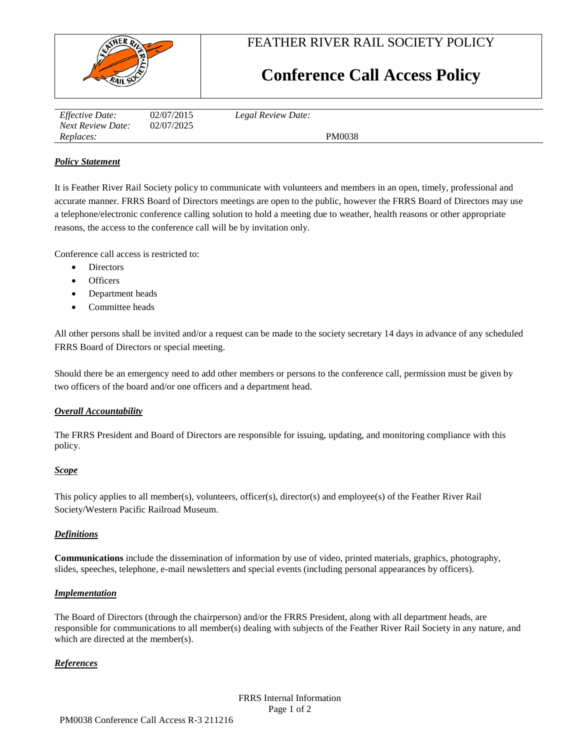FEATHER RIVER RAIL SOCIETY POLICY

# Conference Call Access Policy

| *Effective Date:* | 02/07/2015 | *Legal Review Date:* | |
|---|---|---|---|
| *Next Review Date:* | 02/07/2025 | | |
| *Replaces:* | | | PM0038 |

## ***Policy Statement***

It is Feather River Rail Society policy to communicate with volunteers and members in an open, timely, professional and accurate manner. FRRS Board of Directors meetings are open to the public, however the FRRS Board of Directors may use a telephone/electronic conference calling solution to hold a meeting due to weather, health reasons or other appropriate reasons, the access to the conference call will be by invitation only.

Conference call access is restricted to:

- Directors
- Officers
- Department heads
- Committee heads

All other persons shall be invited and/or a request can be made to the society secretary 14 days in advance of any scheduled FRRS Board of Directors or special meeting.

Should there be an emergency need to add other members or persons to the conference call, permission must be given by two officers of the board and/or one officers and a department head.

## ***Overall Accountability***

The FRRS President and Board of Directors are responsible for issuing, updating, and monitoring compliance with this policy.

## ***Scope***

This policy applies to all member(s), volunteers, officer(s), director(s) and employee(s) of the Feather River Rail Society/Western Pacific Railroad Museum.

## ***Definitions***

**Communications** include the dissemination of information by use of video, printed materials, graphics, photography, slides, speeches, telephone, e-mail newsletters and special events (including personal appearances by officers).

## ***Implementation***

The Board of Directors (through the chairperson) and/or the FRRS President, along with all department heads, are responsible for communications to all member(s) dealing with subjects of the Feather River Rail Society in any nature, and which are directed at the member(s).

## ***References***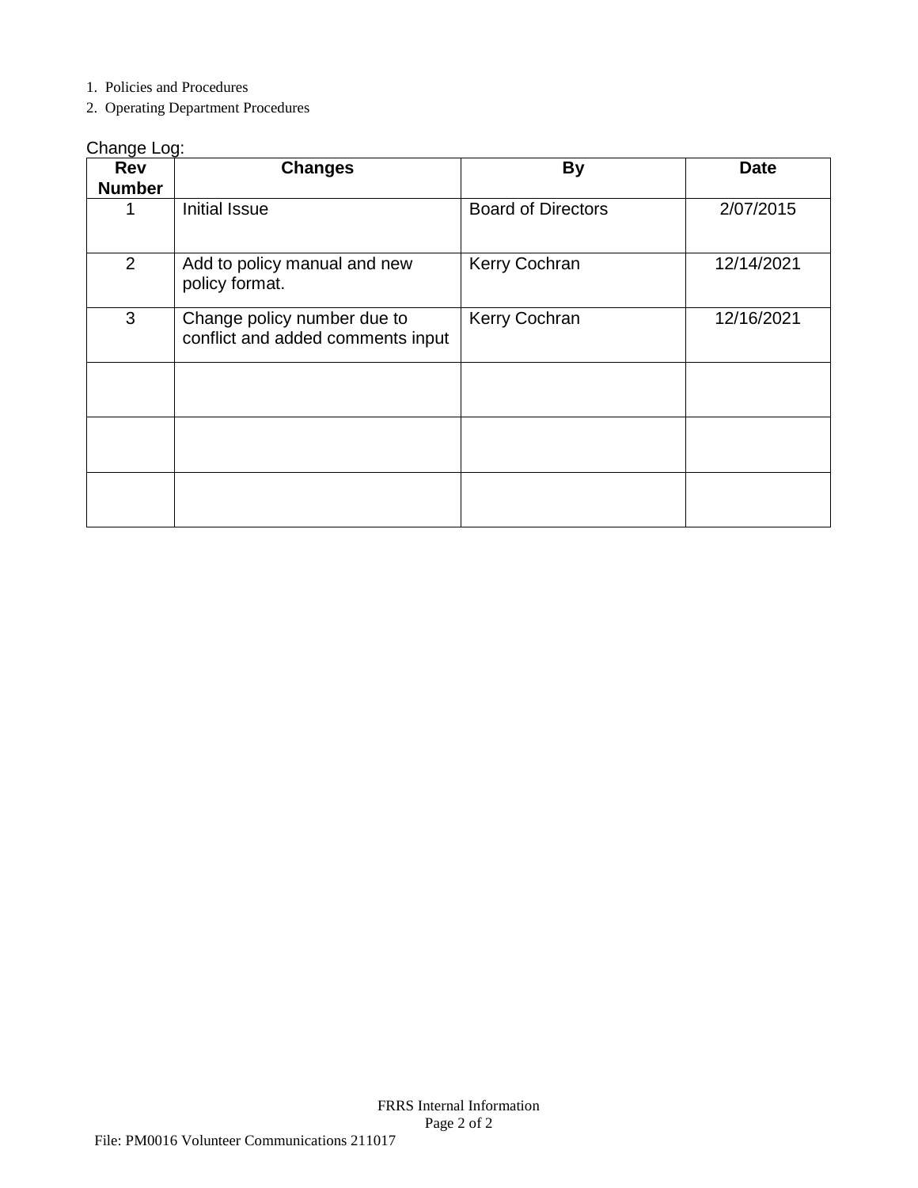1. Policies and Procedures
2. Operating Department Procedures

Change Log:

| Rev Number | Changes | By | Date |
|---|---|---|---|
| 1 | Initial Issue | Board of Directors | 2/07/2015 |
| 2 | Add to policy manual and new policy format. | Kerry Cochran | 12/14/2021 |
| 3 | Change policy number due to conflict and added comments input | Kerry Cochran | 12/16/2021 |
| | | | |
| | | | |
| | | | |

FRRS Internal Information

File: PM0016 Volunteer Communications 211017